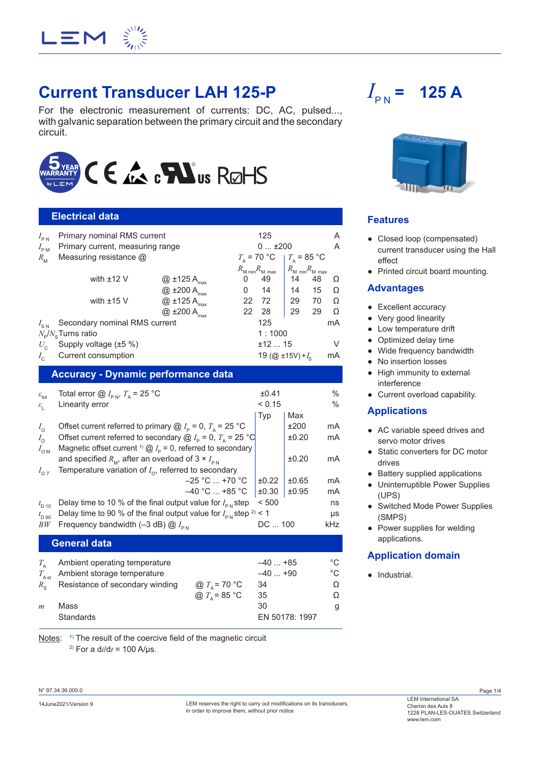# Current Transducer LAH 125-P

$I_{PN}$ = 125 A

For the electronic measurement of currents: DC, AC, pulsed..., with galvanic separation between the primary circuit and the secondary circuit.

## Electrical data

| Symbol | Parameter | | | | | | Unit |
|---|---|---|---|---|---|---|---|
| $I_{PN}$ | Primary nominal RMS current | | 125 | | | | A |
| $I_{PM}$ | Primary current, measuring range | | 0 ... ±200 | | | | A |
| $R_M$ | Measuring resistance @ | | $T_A$ = 70 °C | | $T_A$ = 85 °C | | |
| | | | $R_{M\,min}$ | $R_{M\,max}$ | $R_{M\,min}$ | $R_{M\,max}$ | |
| | with ±12 V | @ ±125 $A_{max}$ | 0 | 49 | 14 | 48 | Ω |
| | | @ ±200 $A_{max}$ | 0 | 14 | 14 | 15 | Ω |
| | with ±15 V | @ ±125 $A_{max}$ | 22 | 72 | 29 | 70 | Ω |
| | | @ ±200 $A_{max}$ | 22 | 28 | 29 | 29 | Ω |
| $I_{SN}$ | Secondary nominal RMS current | | 125 | | | | mA |
| $N_P/N_S$ | Turns ratio | | 1 : 1000 | | | | |
| $U_C$ | Supply voltage (±5 %) | | ±12 ... 15 | | | | V |
| $I_C$ | Current consumption | | 19 (@ ±15V) + $I_S$ | | | | mA |

## Accuracy - Dynamic performance data

| Symbol | Parameter | Typ | Max | Unit |
|---|---|---|---|---|
| $\varepsilon_{tot}$ | Total error @ $I_{PN}$, $T_A$ = 25 °C | ±0.41 | | % |
| $\varepsilon_L$ | Linearity error | < 0.15 | | % |
| | | Typ | Max | |
| $I_O$ | Offset current referred to primary @ $I_P$ = 0, $T_A$ = 25 °C | | ±200 | mA |
| $I_O$ | Offset current referred to secondary @ $I_P$ = 0, $T_A$ = 25 °C | | ±0.20 | mA |
| $I_{OM}$ | Magnetic offset current [1] @ $I_P$ = 0, referred to secondary and specified $R_M$, after an overload of 3 × $I_{PN}$ | | ±0.20 | mA |
| $I_{OT}$ | Temperature variation of $I_O$, referred to secondary | | | |
| | −25 °C ... +70 °C | ±0.22 | ±0.65 | mA |
| | −40 °C ... +85 °C | ±0.30 | ±0.95 | mA |
| $t_{D\,10}$ | Delay time to 10 % of the final output value for $I_{PN}$ step | < 500 | | ns |
| $t_{D\,90}$ | Delay time to 90 % of the final output value for $I_{PN}$ step [2] | < 1 | | µs |
| $BW$ | Frequency bandwidth (−3 dB) @ $I_{PN}$ | DC ... 100 | | kHz |

## General data

| Symbol | Parameter | | | Unit |
|---|---|---|---|---|
| $T_A$ | Ambient operating temperature | | −40 ... +85 | °C |
| $T_{A\,st}$ | Ambient storage temperature | | −40 ... +90 | °C |
| $R_S$ | Resistance of secondary winding | @ $T_A$ = 70 °C | 34 | Ω |
| | | @ $T_A$ = 85 °C | 35 | Ω |
| $m$ | Mass | | 30 | g |
| | Standards | | EN 50178: 1997 | |

Notes: [1] The result of the coercive field of the magnetic circuit
[2] For a d$i$/d$t$ = 100 A/µs.

## Features

- Closed loop (compensated) current transducer using the Hall effect
- Printed circuit board mounting.

## Advantages

- Excellent accuracy
- Very good linearity
- Low temperature drift
- Optimized delay time
- Wide frequency bandwidth
- No insertion losses
- High immunity to external interference
- Current overload capability.

## Applications

- AC variable speed drives and servo motor drives
- Static converters for DC motor drives
- Battery supplied applications
- Uninterruptible Power Supplies (UPS)
- Switched Mode Power Supplies (SMPS)
- Power supplies for welding applications.

## Application domain

- Industrial.

N° 97.34.36.000.0

14June2021/Version 9

LEM reserves the right to carry out modifications on its transducers, in order to improve them, without prior notice

LEM International SA
Chemin des Aulx 8
1228 PLAN-LES-OUATES Switzerland
www.lem.com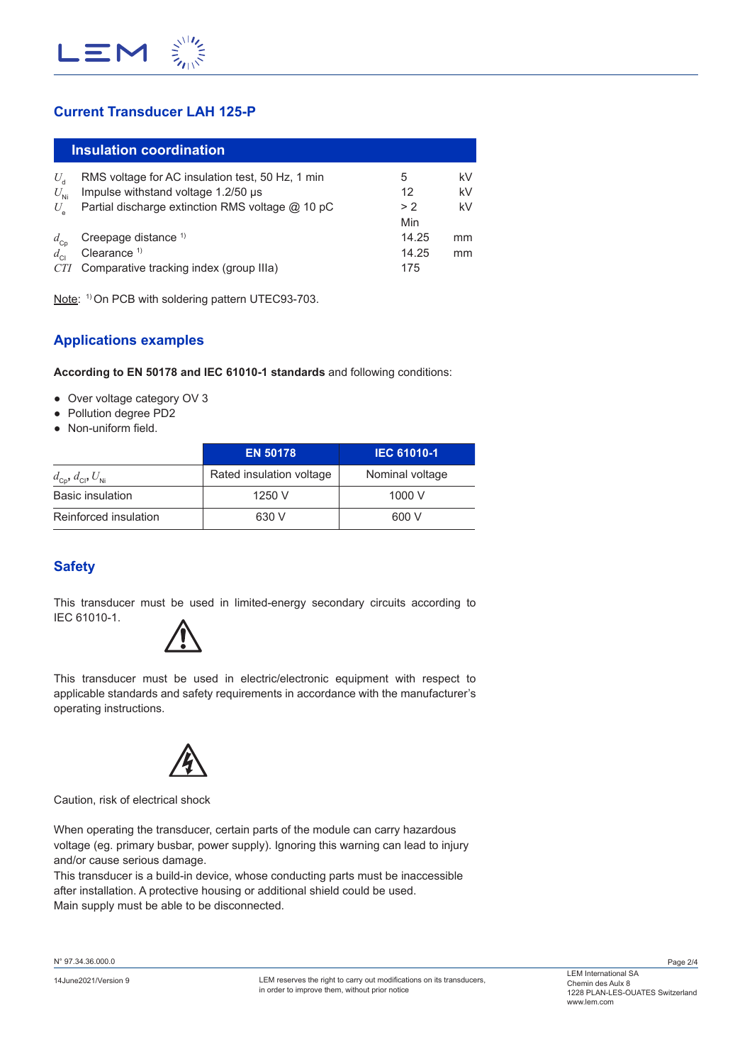# Current Transducer LAH 125-P

## Insulation coordination

| | | | |
|---|---|---|---|
| $U_d$ | RMS voltage for AC insulation test, 50 Hz, 1 min | 5 | kV |
| $U_{Ni}$ | Impulse withstand voltage 1.2/50 µs | 12 | kV |
| $U_e$ | Partial discharge extinction RMS voltage @ 10 pC | > 2 | kV |
| | | Min | |
| $d_{Cp}$ | Creepage distance [1] | 14.25 | mm |
| $d_{Cl}$ | Clearance [1] | 14.25 | mm |
| $CTI$ | Comparative tracking index (group IIIa) | 175 | |

Note: [1] On PCB with soldering pattern UTEC93-703.

## Applications examples

**According to EN 50178 and IEC 61010-1 standards** and following conditions:

- Over voltage category OV 3
- Pollution degree PD2
- Non-uniform field.

| | EN 50178 | IEC 61010-1 |
|---|---|---|
| $d_{Cp}$, $d_{Cl}$, $U_{Ni}$ | Rated insulation voltage | Nominal voltage |
| Basic insulation | 1250 V | 1000 V |
| Reinforced insulation | 630 V | 600 V |

## Safety

This transducer must be used in limited-energy secondary circuits according to IEC 61010-1.

This transducer must be used in electric/electronic equipment with respect to applicable standards and safety requirements in accordance with the manufacturer's operating instructions.

Caution, risk of electrical shock

When operating the transducer, certain parts of the module can carry hazardous voltage (eg. primary busbar, power supply). Ignoring this warning can lead to injury and/or cause serious damage.
This transducer is a build-in device, whose conducting parts must be inaccessible after installation. A protective housing or additional shield could be used.
Main supply must be able to be disconnected.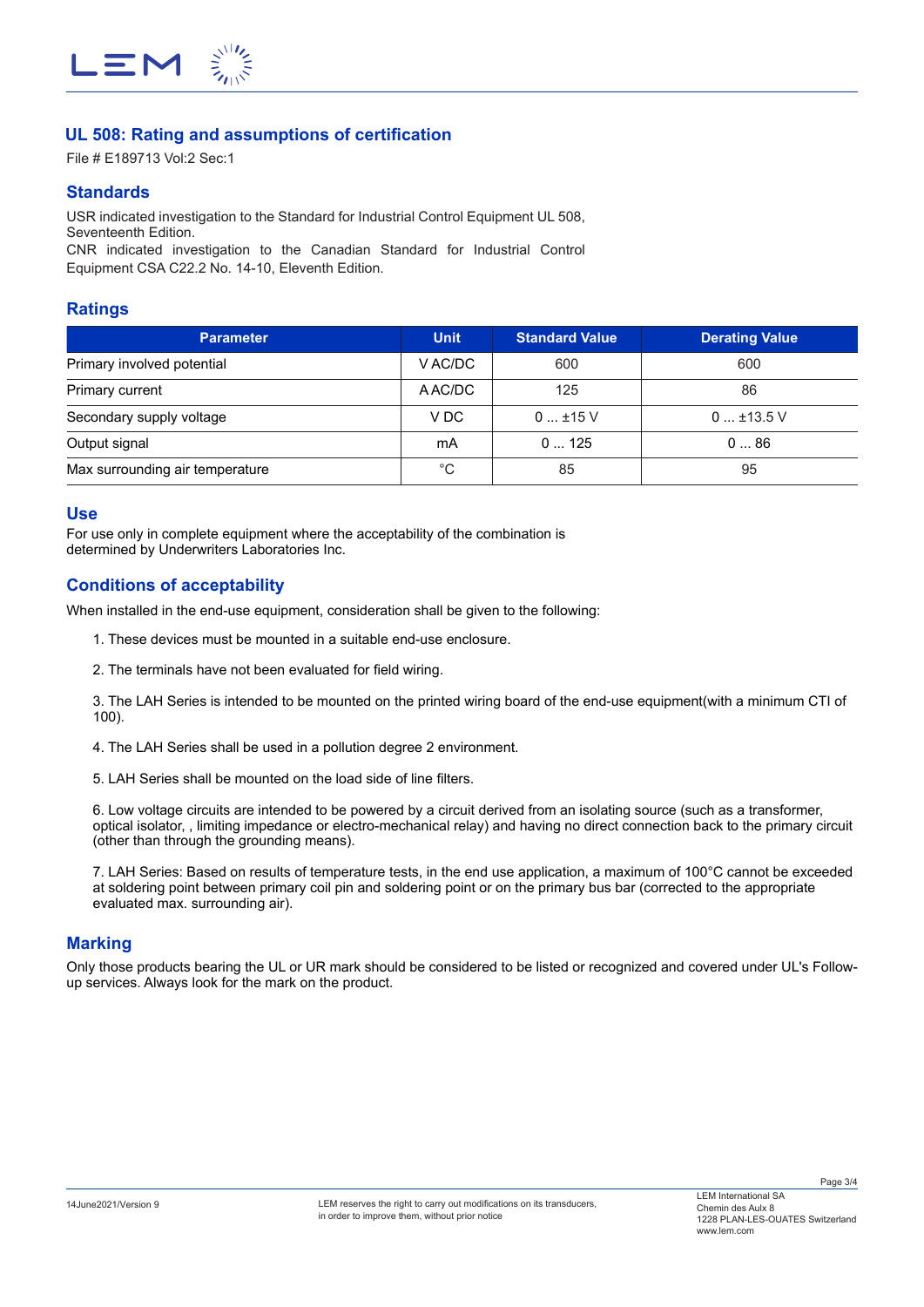## UL 508: Rating and assumptions of certification

File # E189713 Vol:2 Sec:1

## Standards

USR indicated investigation to the Standard for Industrial Control Equipment UL 508, Seventeenth Edition.
CNR indicated investigation to the Canadian Standard for Industrial Control Equipment CSA C22.2 No. 14-10, Eleventh Edition.

## Ratings

| Parameter | Unit | Standard Value | Derating Value |
|---|---|---|---|
| Primary involved potential | V AC/DC | 600 | 600 |
| Primary current | A AC/DC | 125 | 86 |
| Secondary supply voltage | V DC | 0 ... ±15 V | 0 ... ±13.5 V |
| Output signal | mA | 0 ... 125 | 0 ... 86 |
| Max surrounding air temperature | °C | 85 | 95 |

## Use

For use only in complete equipment where the acceptability of the combination is determined by Underwriters Laboratories Inc.

## Conditions of acceptability

When installed in the end-use equipment, consideration shall be given to the following:

1. These devices must be mounted in a suitable end-use enclosure.

2. The terminals have not been evaluated for field wiring.

3. The LAH Series is intended to be mounted on the printed wiring board of the end-use equipment(with a minimum CTI of 100).

4. The LAH Series shall be used in a pollution degree 2 environment.

5. LAH Series shall be mounted on the load side of line filters.

6. Low voltage circuits are intended to be powered by a circuit derived from an isolating source (such as a transformer, optical isolator, , limiting impedance or electro-mechanical relay) and having no direct connection back to the primary circuit (other than through the grounding means).

7. LAH Series: Based on results of temperature tests, in the end use application, a maximum of 100°C cannot be exceeded at soldering point between primary coil pin and soldering point or on the primary bus bar (corrected to the appropriate evaluated max. surrounding air).

## Marking

Only those products bearing the UL or UR mark should be considered to be listed or recognized and covered under UL's Follow-up services. Always look for the mark on the product.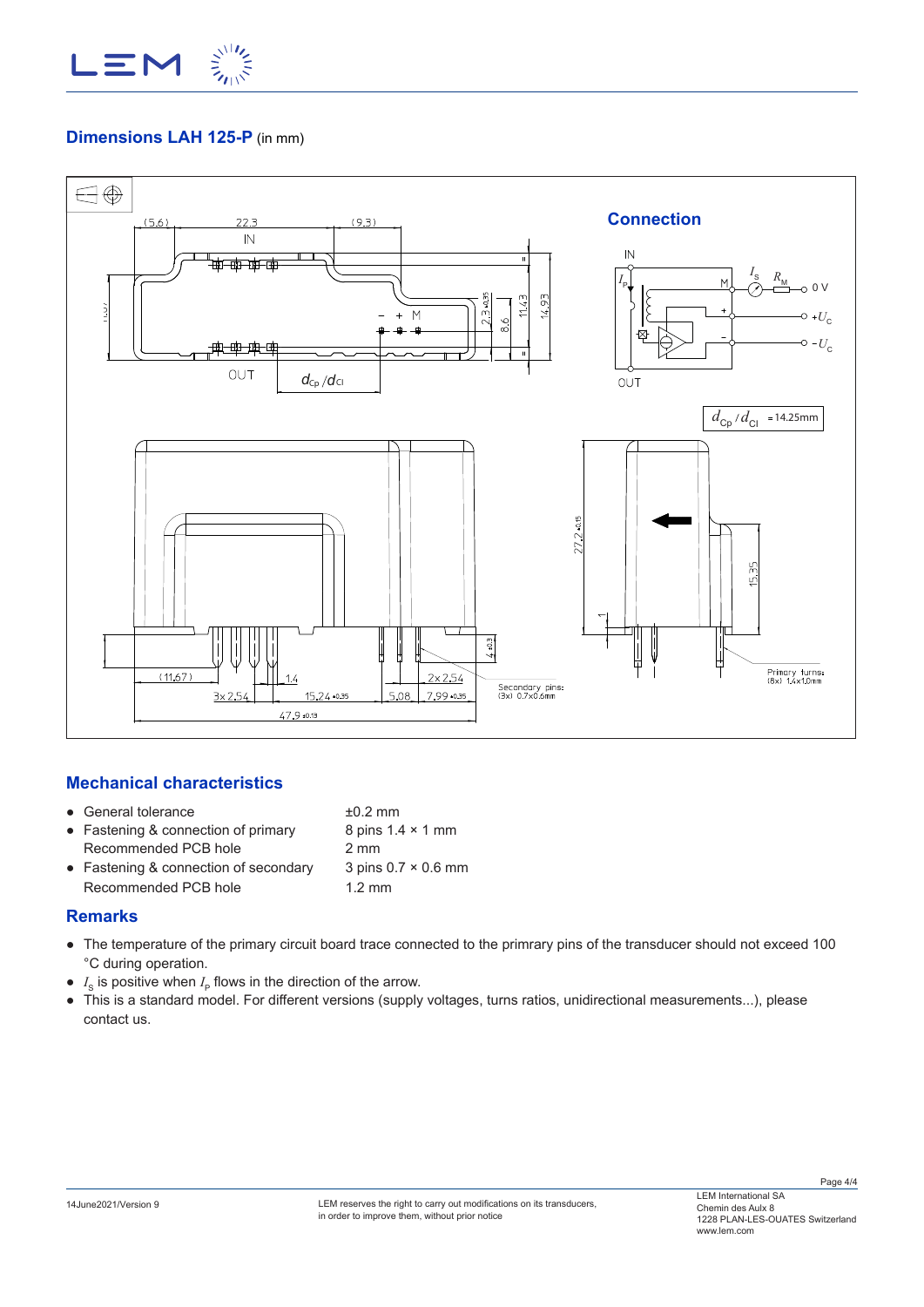## Dimensions LAH 125-P (in mm)

(5.6)
22.3
(9.3)
IN
11.07
2.3 ±0.35
8.6
11.43
14.93
− + M
OUT
$d_{Cp}/d_{Cl}$

**Connection**

IN
$I_P$
M
$I_S$
$R_M$
0 V
+
$+U_C$
−
$-U_C$
OUT

$d_{Cp}/d_{Cl}$ = 14.25mm

27.2 ±0.15
15.35
1
4 ±0.3
(11.67)
1.4
2x2.54
3x2.54
15.24 ±0.35
5.08
7.99 ±0.35
47.9 ±0.15
Secondary pins: (3x) 0.7x0.6mm
Primary turns: (8x) 1.4x1.0mm

## Mechanical characteristics

- General tolerance ±0.2 mm
- Fastening & connection of primary 8 pins 1.4 × 1 mm
  Recommended PCB hole 2 mm
- Fastening & connection of secondary 3 pins 0.7 × 0.6 mm
  Recommended PCB hole 1.2 mm

## Remarks

- The temperature of the primary circuit board trace connected to the primrary pins of the transducer should not exceed 100 °C during operation.
- $I_S$ is positive when $I_P$ flows in the direction of the arrow.
- This is a standard model. For different versions (supply voltages, turns ratios, unidirectional measurements...), please contact us.

14June2021/Version 9

LEM reserves the right to carry out modifications on its transducers, in order to improve them, without prior notice

LEM International SA
Chemin des Aulx 8
1228 PLAN-LES-OUATES Switzerland
www.lem.com